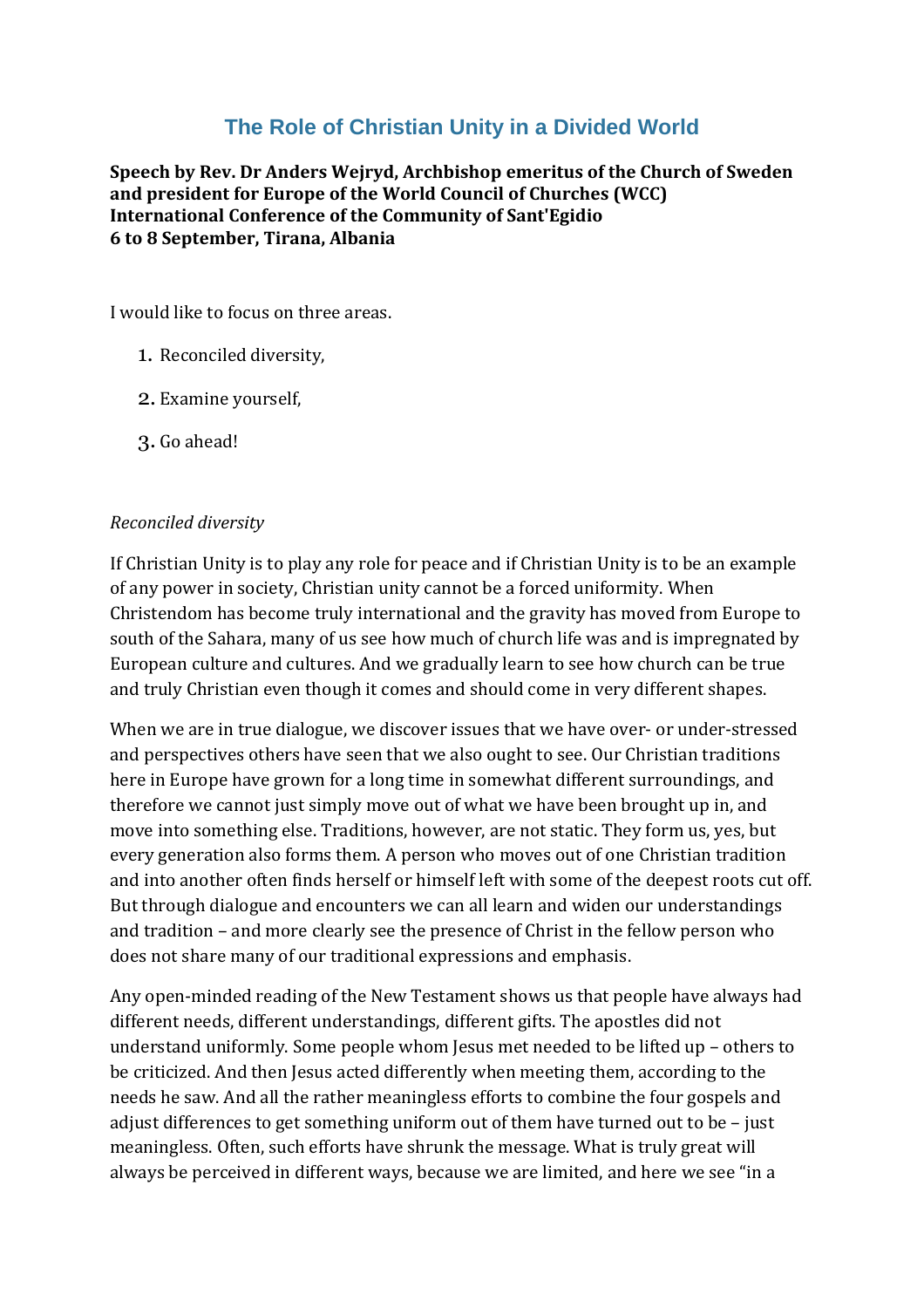# The Role of Christian Unity in a Divided World

**Speech by Rev. Dr Anders Wejryd, Archbishop emeritus of the Church of Sweden and president for Europe of the World Council of Churches (WCC)**
**International Conference of the Community of Sant'Egidio**
**6 to 8 September, Tirana, Albania**

I would like to focus on three areas.

1. Reconciled diversity,
2. Examine yourself,
3. Go ahead!

*Reconciled diversity*

If Christian Unity is to play any role for peace and if Christian Unity is to be an example of any power in society, Christian unity cannot be a forced uniformity. When Christendom has become truly international and the gravity has moved from Europe to south of the Sahara, many of us see how much of church life was and is impregnated by European culture and cultures. And we gradually learn to see how church can be true and truly Christian even though it comes and should come in very different shapes.

When we are in true dialogue, we discover issues that we have over- or under-stressed and perspectives others have seen that we also ought to see. Our Christian traditions here in Europe have grown for a long time in somewhat different surroundings, and therefore we cannot just simply move out of what we have been brought up in, and move into something else. Traditions, however, are not static. They form us, yes, but every generation also forms them. A person who moves out of one Christian tradition and into another often finds herself or himself left with some of the deepest roots cut off. But through dialogue and encounters we can all learn and widen our understandings and tradition – and more clearly see the presence of Christ in the fellow person who does not share many of our traditional expressions and emphasis.

Any open-minded reading of the New Testament shows us that people have always had different needs, different understandings, different gifts. The apostles did not understand uniformly. Some people whom Jesus met needed to be lifted up – others to be criticized. And then Jesus acted differently when meeting them, according to the needs he saw. And all the rather meaningless efforts to combine the four gospels and adjust differences to get something uniform out of them have turned out to be – just meaningless. Often, such efforts have shrunk the message. What is truly great will always be perceived in different ways, because we are limited, and here we see "in a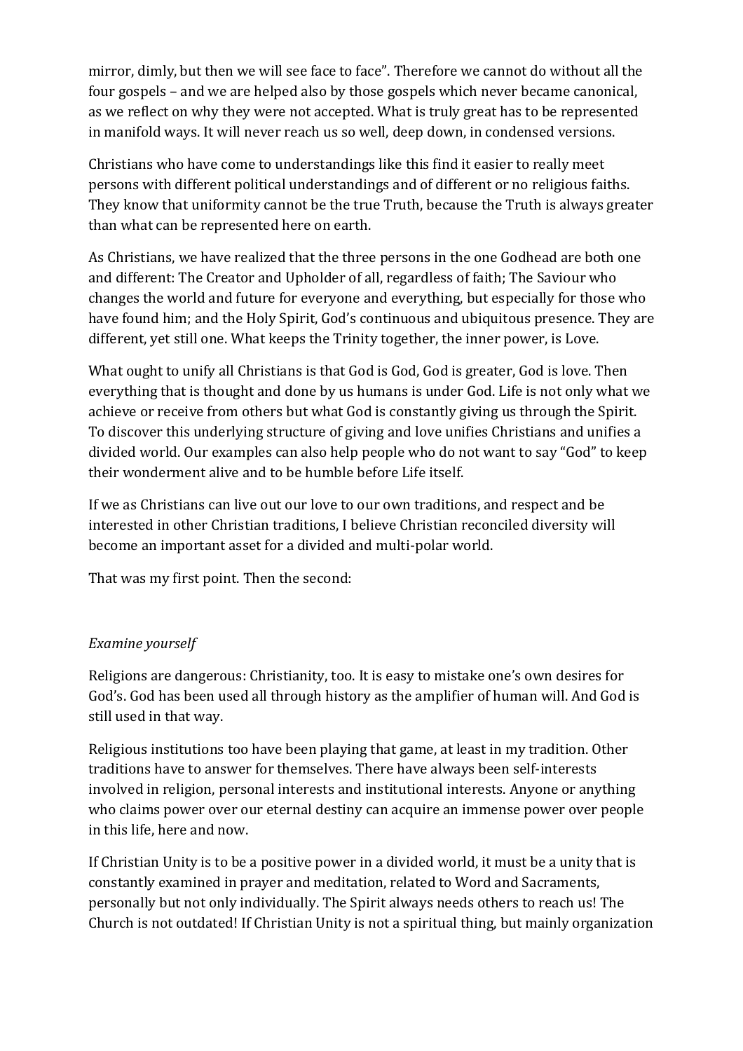mirror, dimly, but then we will see face to face". Therefore we cannot do without all the four gospels – and we are helped also by those gospels which never became canonical, as we reflect on why they were not accepted. What is truly great has to be represented in manifold ways. It will never reach us so well, deep down, in condensed versions.

Christians who have come to understandings like this find it easier to really meet persons with different political understandings and of different or no religious faiths. They know that uniformity cannot be the true Truth, because the Truth is always greater than what can be represented here on earth.

As Christians, we have realized that the three persons in the one Godhead are both one and different: The Creator and Upholder of all, regardless of faith; The Saviour who changes the world and future for everyone and everything, but especially for those who have found him; and the Holy Spirit, God's continuous and ubiquitous presence. They are different, yet still one. What keeps the Trinity together, the inner power, is Love.

What ought to unify all Christians is that God is God, God is greater, God is love. Then everything that is thought and done by us humans is under God. Life is not only what we achieve or receive from others but what God is constantly giving us through the Spirit. To discover this underlying structure of giving and love unifies Christians and unifies a divided world. Our examples can also help people who do not want to say "God" to keep their wonderment alive and to be humble before Life itself.

If we as Christians can live out our love to our own traditions, and respect and be interested in other Christian traditions, I believe Christian reconciled diversity will become an important asset for a divided and multi-polar world.

That was my first point. Then the second:

*Examine yourself*

Religions are dangerous: Christianity, too. It is easy to mistake one's own desires for God's. God has been used all through history as the amplifier of human will. And God is still used in that way.

Religious institutions too have been playing that game, at least in my tradition. Other traditions have to answer for themselves. There have always been self-interests involved in religion, personal interests and institutional interests. Anyone or anything who claims power over our eternal destiny can acquire an immense power over people in this life, here and now.

If Christian Unity is to be a positive power in a divided world, it must be a unity that is constantly examined in prayer and meditation, related to Word and Sacraments, personally but not only individually. The Spirit always needs others to reach us! The Church is not outdated! If Christian Unity is not a spiritual thing, but mainly organization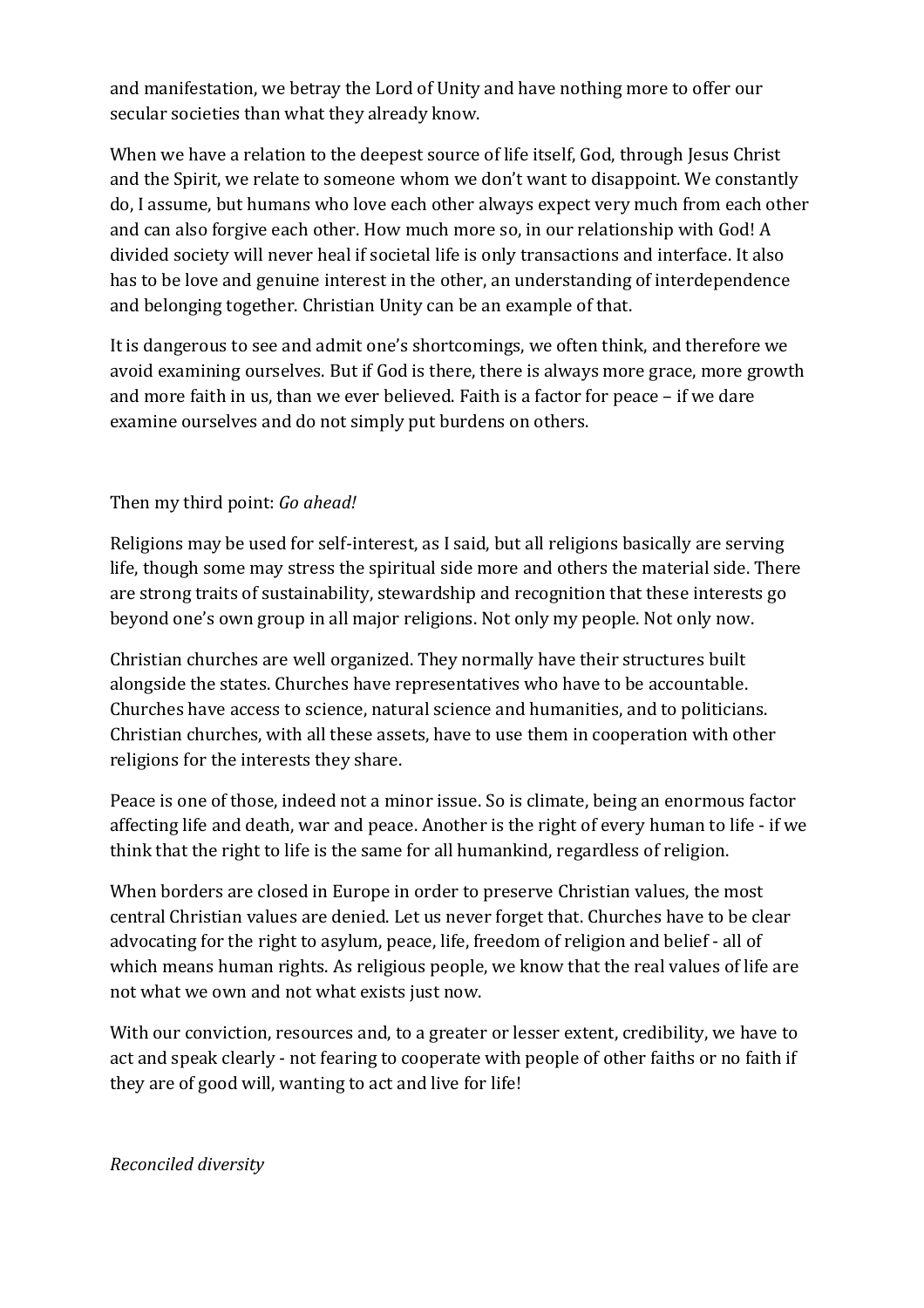and manifestation, we betray the Lord of Unity and have nothing more to offer our secular societies than what they already know.

When we have a relation to the deepest source of life itself, God, through Jesus Christ and the Spirit, we relate to someone whom we don't want to disappoint. We constantly do, I assume, but humans who love each other always expect very much from each other and can also forgive each other. How much more so, in our relationship with God! A divided society will never heal if societal life is only transactions and interface. It also has to be love and genuine interest in the other, an understanding of interdependence and belonging together. Christian Unity can be an example of that.

It is dangerous to see and admit one's shortcomings, we often think, and therefore we avoid examining ourselves. But if God is there, there is always more grace, more growth and more faith in us, than we ever believed. Faith is a factor for peace – if we dare examine ourselves and do not simply put burdens on others.

Then my third point: *Go ahead!*

Religions may be used for self-interest, as I said, but all religions basically are serving life, though some may stress the spiritual side more and others the material side. There are strong traits of sustainability, stewardship and recognition that these interests go beyond one's own group in all major religions. Not only my people. Not only now.

Christian churches are well organized. They normally have their structures built alongside the states. Churches have representatives who have to be accountable. Churches have access to science, natural science and humanities, and to politicians. Christian churches, with all these assets, have to use them in cooperation with other religions for the interests they share.

Peace is one of those, indeed not a minor issue. So is climate, being an enormous factor affecting life and death, war and peace. Another is the right of every human to life - if we think that the right to life is the same for all humankind, regardless of religion.

When borders are closed in Europe in order to preserve Christian values, the most central Christian values are denied. Let us never forget that. Churches have to be clear advocating for the right to asylum, peace, life, freedom of religion and belief - all of which means human rights. As religious people, we know that the real values of life are not what we own and not what exists just now.

With our conviction, resources and, to a greater or lesser extent, credibility, we have to act and speak clearly - not fearing to cooperate with people of other faiths or no faith if they are of good will, wanting to act and live for life!

*Reconciled diversity*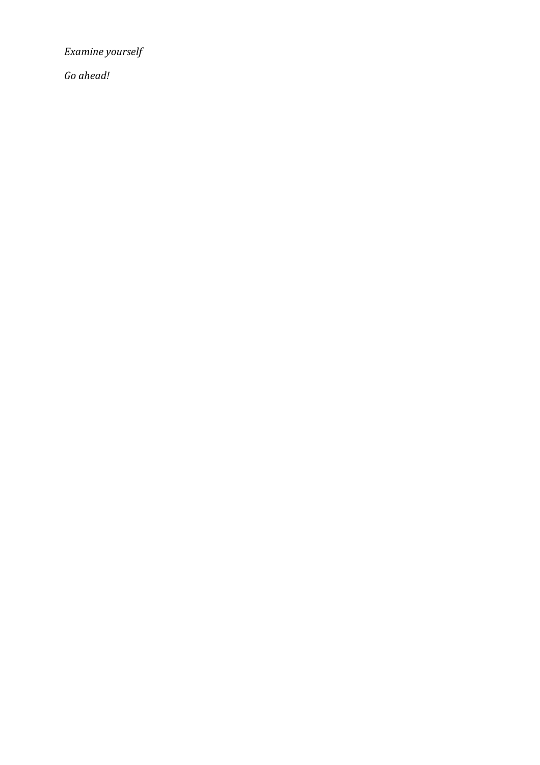*Examine yourself*

*Go ahead!*